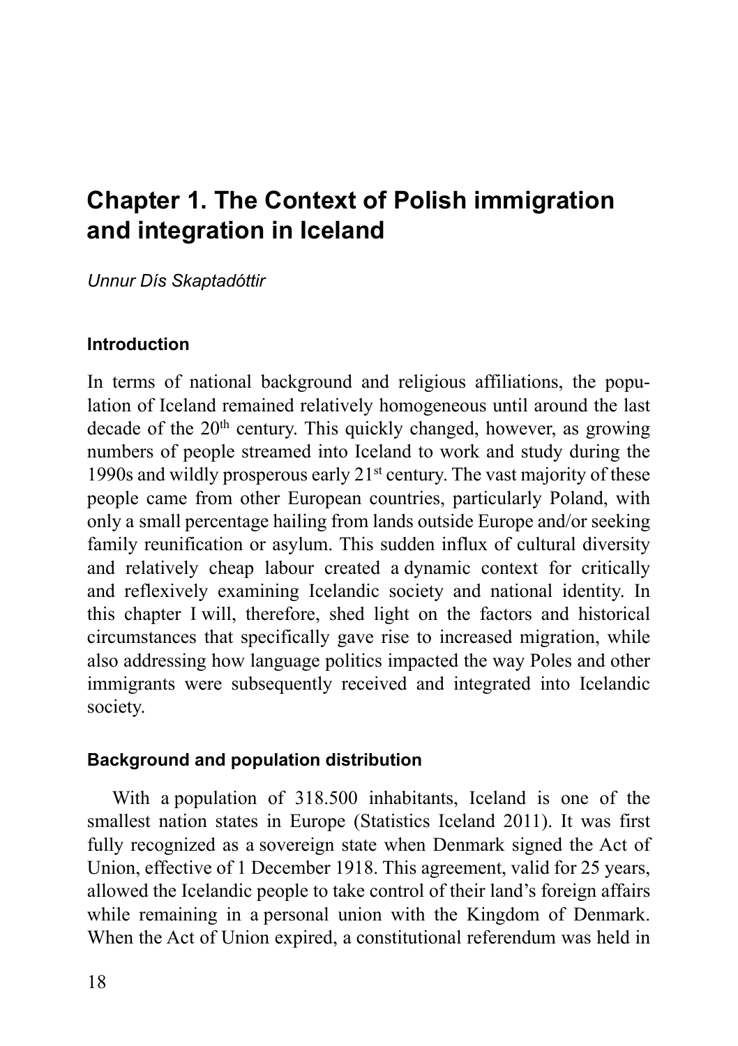# Chapter 1. The Context of Polish immigration and integration in Iceland

*Unnur Dís Skaptadóttir*

## Introduction

In terms of national background and religious affiliations, the population of Iceland remained relatively homogeneous until around the last decade of the 20th century. This quickly changed, however, as growing numbers of people streamed into Iceland to work and study during the 1990s and wildly prosperous early 21st century. The vast majority of these people came from other European countries, particularly Poland, with only a small percentage hailing from lands outside Europe and/or seeking family reunification or asylum. This sudden influx of cultural diversity and relatively cheap labour created a dynamic context for critically and reflexively examining Icelandic society and national identity. In this chapter I will, therefore, shed light on the factors and historical circumstances that specifically gave rise to increased migration, while also addressing how language politics impacted the way Poles and other immigrants were subsequently received and integrated into Icelandic society.

## Background and population distribution

With a population of 318.500 inhabitants, Iceland is one of the smallest nation states in Europe (Statistics Iceland 2011). It was first fully recognized as a sovereign state when Denmark signed the Act of Union, effective of 1 December 1918. This agreement, valid for 25 years, allowed the Icelandic people to take control of their land's foreign affairs while remaining in a personal union with the Kingdom of Denmark. When the Act of Union expired, a constitutional referendum was held in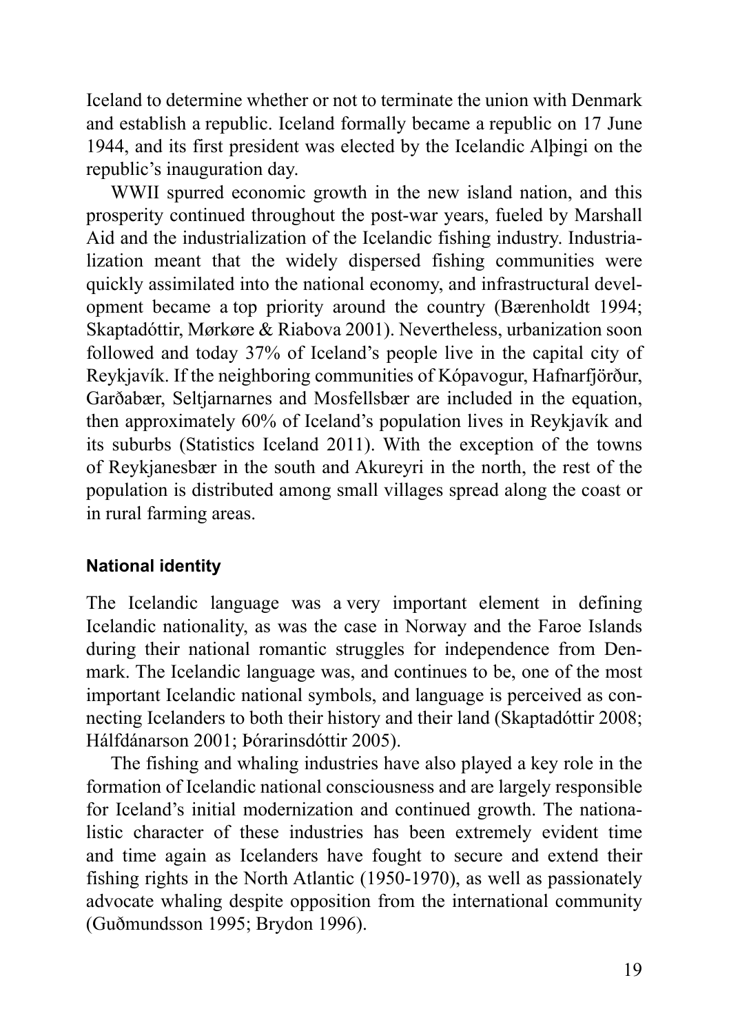Iceland to determine whether or not to terminate the union with Denmark and establish a republic. Iceland formally became a republic on 17 June 1944, and its first president was elected by the Icelandic Alþingi on the republic's inauguration day.

WWII spurred economic growth in the new island nation, and this prosperity continued throughout the post-war years, fueled by Marshall Aid and the industrialization of the Icelandic fishing industry. Industrialization meant that the widely dispersed fishing communities were quickly assimilated into the national economy, and infrastructural development became a top priority around the country (Bærenholdt 1994; Skaptadóttir, Mørkøre & Riabova 2001). Nevertheless, urbanization soon followed and today 37% of Iceland's people live in the capital city of Reykjavík. If the neighboring communities of Kópavogur, Hafnarfjörður, Garðabær, Seltjarnarnes and Mosfellsbær are included in the equation, then approximately 60% of Iceland's population lives in Reykjavík and its suburbs (Statistics Iceland 2011). With the exception of the towns of Reykjanesbær in the south and Akureyri in the north, the rest of the population is distributed among small villages spread along the coast or in rural farming areas.

### National identity

The Icelandic language was a very important element in defining Icelandic nationality, as was the case in Norway and the Faroe Islands during their national romantic struggles for independence from Denmark. The Icelandic language was, and continues to be, one of the most important Icelandic national symbols, and language is perceived as connecting Icelanders to both their history and their land (Skaptadóttir 2008; Hálfdánarson 2001; Þórarinsdóttir 2005).

The fishing and whaling industries have also played a key role in the formation of Icelandic national consciousness and are largely responsible for Iceland's initial modernization and continued growth. The nationalistic character of these industries has been extremely evident time and time again as Icelanders have fought to secure and extend their fishing rights in the North Atlantic (1950-1970), as well as passionately advocate whaling despite opposition from the international community (Guðmundsson 1995; Brydon 1996).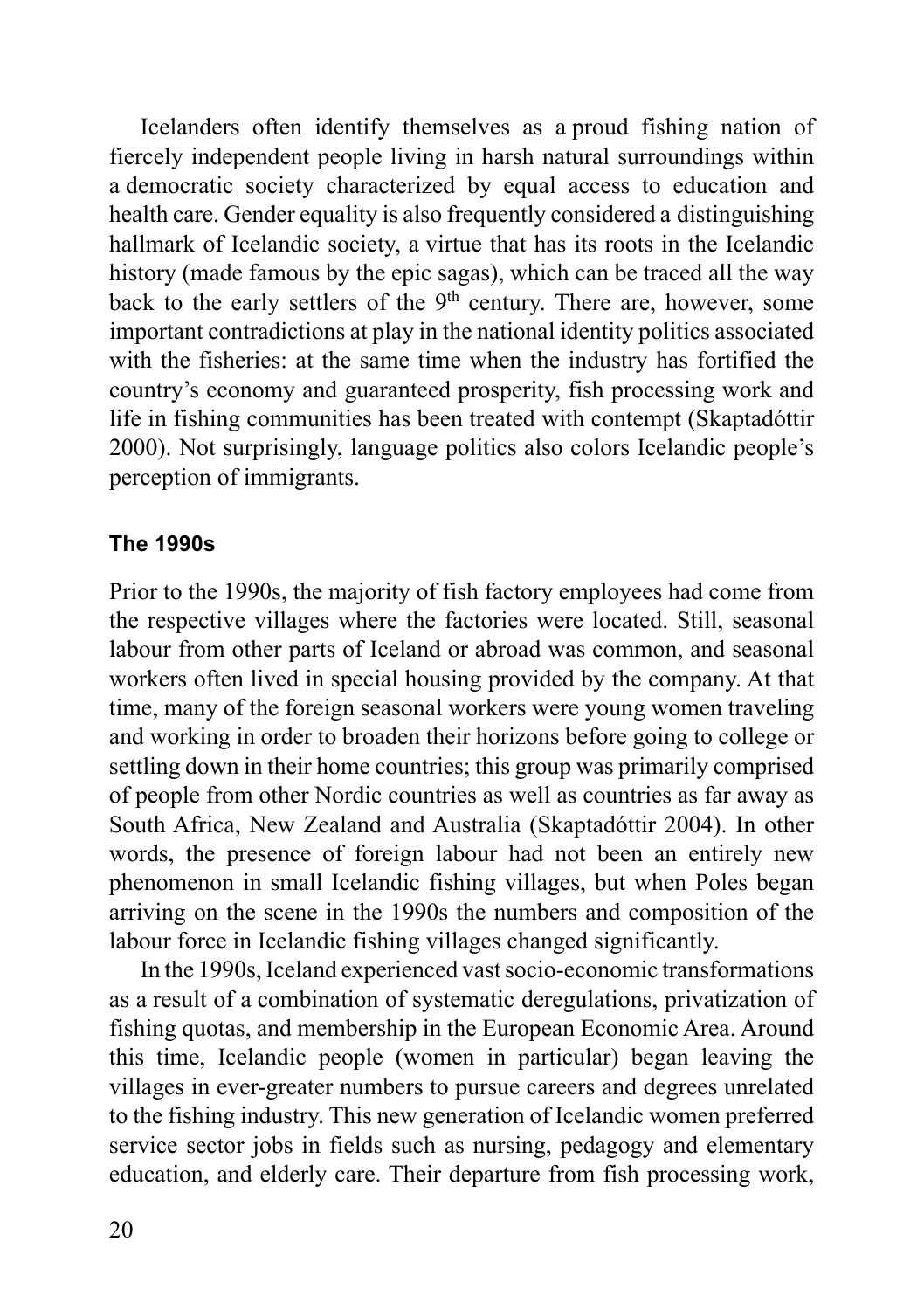Icelanders often identify themselves as a proud fishing nation of fiercely independent people living in harsh natural surroundings within a democratic society characterized by equal access to education and health care. Gender equality is also frequently considered a distinguishing hallmark of Icelandic society, a virtue that has its roots in the Icelandic history (made famous by the epic sagas), which can be traced all the way back to the early settlers of the 9th century. There are, however, some important contradictions at play in the national identity politics associated with the fisheries: at the same time when the industry has fortified the country's economy and guaranteed prosperity, fish processing work and life in fishing communities has been treated with contempt (Skaptadóttir 2000). Not surprisingly, language politics also colors Icelandic people's perception of immigrants.

#### The 1990s

Prior to the 1990s, the majority of fish factory employees had come from the respective villages where the factories were located. Still, seasonal labour from other parts of Iceland or abroad was common, and seasonal workers often lived in special housing provided by the company. At that time, many of the foreign seasonal workers were young women traveling and working in order to broaden their horizons before going to college or settling down in their home countries; this group was primarily comprised of people from other Nordic countries as well as countries as far away as South Africa, New Zealand and Australia (Skaptadóttir 2004). In other words, the presence of foreign labour had not been an entirely new phenomenon in small Icelandic fishing villages, but when Poles began arriving on the scene in the 1990s the numbers and composition of the labour force in Icelandic fishing villages changed significantly.

In the 1990s, Iceland experienced vast socio-economic transformations as a result of a combination of systematic deregulations, privatization of fishing quotas, and membership in the European Economic Area. Around this time, Icelandic people (women in particular) began leaving the villages in ever-greater numbers to pursue careers and degrees unrelated to the fishing industry. This new generation of Icelandic women preferred service sector jobs in fields such as nursing, pedagogy and elementary education, and elderly care. Their departure from fish processing work,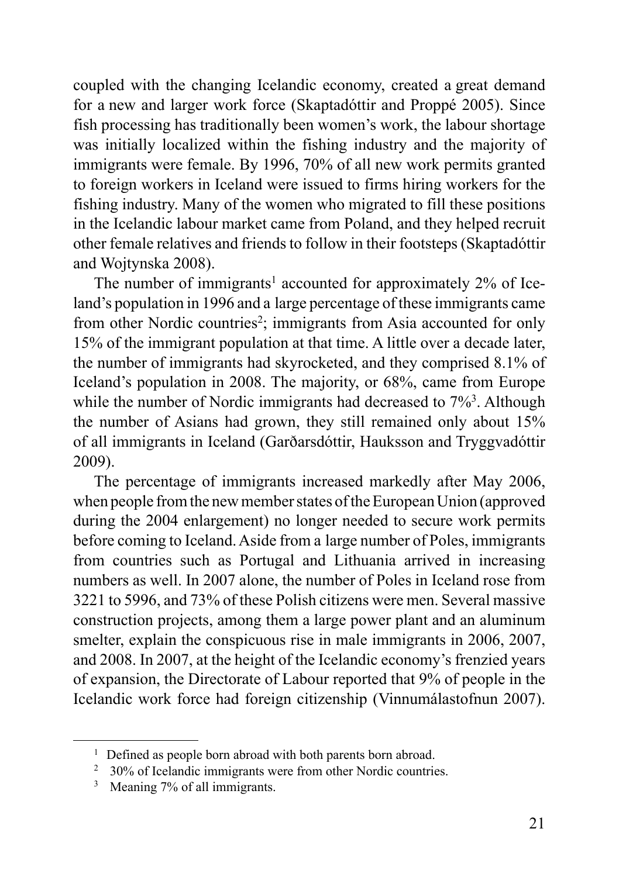coupled with the changing Icelandic economy, created a great demand for a new and larger work force (Skaptadóttir and Proppé 2005). Since fish processing has traditionally been women's work, the labour shortage was initially localized within the fishing industry and the majority of immigrants were female. By 1996, 70% of all new work permits granted to foreign workers in Iceland were issued to firms hiring workers for the fishing industry. Many of the women who migrated to fill these positions in the Icelandic labour market came from Poland, and they helped recruit other female relatives and friends to follow in their footsteps (Skaptadóttir and Wojtynska 2008).

The number of immigrants[1] accounted for approximately 2% of Iceland's population in 1996 and a large percentage of these immigrants came from other Nordic countries[2]; immigrants from Asia accounted for only 15% of the immigrant population at that time. A little over a decade later, the number of immigrants had skyrocketed, and they comprised 8.1% of Iceland's population in 2008. The majority, or 68%, came from Europe while the number of Nordic immigrants had decreased to 7%[3]. Although the number of Asians had grown, they still remained only about 15% of all immigrants in Iceland (Garðarsdóttir, Hauksson and Tryggvadóttir 2009).

The percentage of immigrants increased markedly after May 2006, when people from the new member states of the European Union (approved during the 2004 enlargement) no longer needed to secure work permits before coming to Iceland. Aside from a large number of Poles, immigrants from countries such as Portugal and Lithuania arrived in increasing numbers as well. In 2007 alone, the number of Poles in Iceland rose from 3221 to 5996, and 73% of these Polish citizens were men. Several massive construction projects, among them a large power plant and an aluminum smelter, explain the conspicuous rise in male immigrants in 2006, 2007, and 2008. In 2007, at the height of the Icelandic economy's frenzied years of expansion, the Directorate of Labour reported that 9% of people in the Icelandic work force had foreign citizenship (Vinnumálastofnun 2007).

---

[1] Defined as people born abroad with both parents born abroad.

[2] 30% of Icelandic immigrants were from other Nordic countries.

[3] Meaning 7% of all immigrants.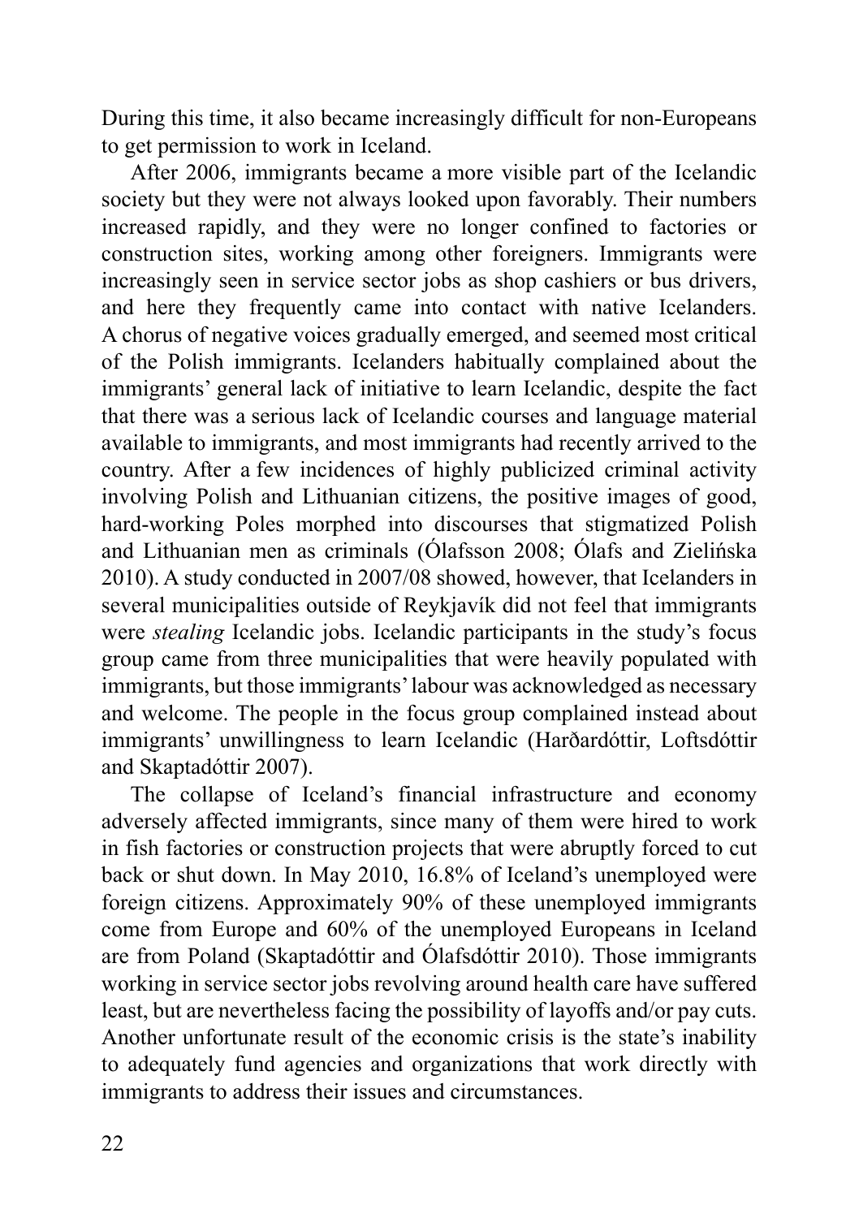During this time, it also became increasingly difficult for non-Europeans to get permission to work in Iceland.

After 2006, immigrants became a more visible part of the Icelandic society but they were not always looked upon favorably. Their numbers increased rapidly, and they were no longer confined to factories or construction sites, working among other foreigners. Immigrants were increasingly seen in service sector jobs as shop cashiers or bus drivers, and here they frequently came into contact with native Icelanders. A chorus of negative voices gradually emerged, and seemed most critical of the Polish immigrants. Icelanders habitually complained about the immigrants' general lack of initiative to learn Icelandic, despite the fact that there was a serious lack of Icelandic courses and language material available to immigrants, and most immigrants had recently arrived to the country. After a few incidences of highly publicized criminal activity involving Polish and Lithuanian citizens, the positive images of good, hard-working Poles morphed into discourses that stigmatized Polish and Lithuanian men as criminals (Ólafsson 2008; Ólafs and Zielińska 2010). A study conducted in 2007/08 showed, however, that Icelanders in several municipalities outside of Reykjavík did not feel that immigrants were *stealing* Icelandic jobs. Icelandic participants in the study's focus group came from three municipalities that were heavily populated with immigrants, but those immigrants' labour was acknowledged as necessary and welcome. The people in the focus group complained instead about immigrants' unwillingness to learn Icelandic (Harðardóttir, Loftsdóttir and Skaptadóttir 2007).

The collapse of Iceland's financial infrastructure and economy adversely affected immigrants, since many of them were hired to work in fish factories or construction projects that were abruptly forced to cut back or shut down. In May 2010, 16.8% of Iceland's unemployed were foreign citizens. Approximately 90% of these unemployed immigrants come from Europe and 60% of the unemployed Europeans in Iceland are from Poland (Skaptadóttir and Ólafsdóttir 2010). Those immigrants working in service sector jobs revolving around health care have suffered least, but are nevertheless facing the possibility of layoffs and/or pay cuts. Another unfortunate result of the economic crisis is the state's inability to adequately fund agencies and organizations that work directly with immigrants to address their issues and circumstances.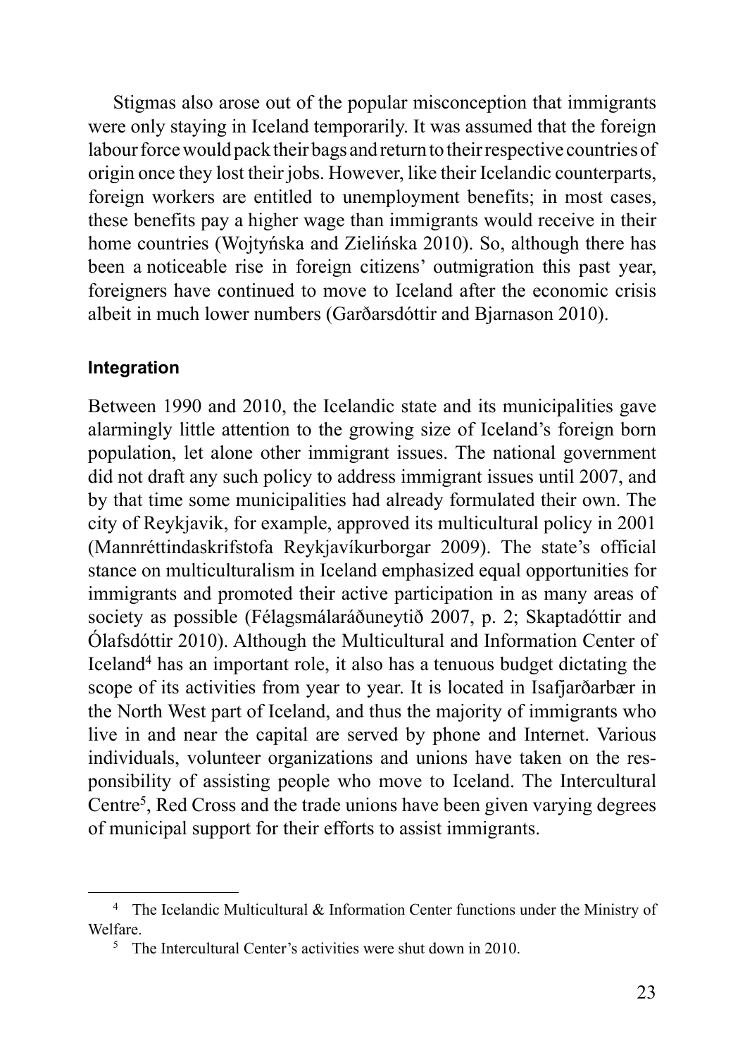Stigmas also arose out of the popular misconception that immigrants were only staying in Iceland temporarily. It was assumed that the foreign labour force would pack their bags and return to their respective countries of origin once they lost their jobs. However, like their Icelandic counterparts, foreign workers are entitled to unemployment benefits; in most cases, these benefits pay a higher wage than immigrants would receive in their home countries (Wojtyńska and Zielińska 2010). So, although there has been a noticeable rise in foreign citizens' outmigration this past year, foreigners have continued to move to Iceland after the economic crisis albeit in much lower numbers (Garðarsdóttir and Bjarnason 2010).

#### Integration

Between 1990 and 2010, the Icelandic state and its municipalities gave alarmingly little attention to the growing size of Iceland's foreign born population, let alone other immigrant issues. The national government did not draft any such policy to address immigrant issues until 2007, and by that time some municipalities had already formulated their own. The city of Reykjavik, for example, approved its multicultural policy in 2001 (Mannréttindaskrifstofa Reykjavíkurborgar 2009). The state's official stance on multiculturalism in Iceland emphasized equal opportunities for immigrants and promoted their active participation in as many areas of society as possible (Félagsmálaráðuneytið 2007, p. 2; Skaptadóttir and Ólafsdóttir 2010). Although the Multicultural and Information Center of Iceland[4] has an important role, it also has a tenuous budget dictating the scope of its activities from year to year. It is located in Isafjarðarbær in the North West part of Iceland, and thus the majority of immigrants who live in and near the capital are served by phone and Internet. Various individuals, volunteer organizations and unions have taken on the responsibility of assisting people who move to Iceland. The Intercultural Centre[5], Red Cross and the trade unions have been given varying degrees of municipal support for their efforts to assist immigrants.

[4] The Icelandic Multicultural & Information Center functions under the Ministry of Welfare.

[5] The Intercultural Center's activities were shut down in 2010.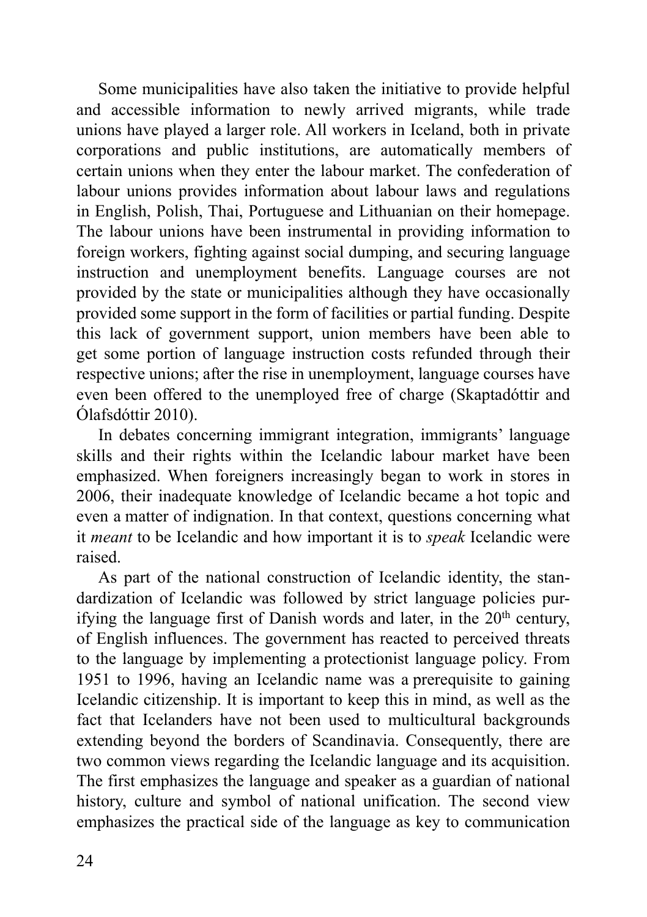Some municipalities have also taken the initiative to provide helpful and accessible information to newly arrived migrants, while trade unions have played a larger role. All workers in Iceland, both in private corporations and public institutions, are automatically members of certain unions when they enter the labour market. The confederation of labour unions provides information about labour laws and regulations in English, Polish, Thai, Portuguese and Lithuanian on their homepage. The labour unions have been instrumental in providing information to foreign workers, fighting against social dumping, and securing language instruction and unemployment benefits. Language courses are not provided by the state or municipalities although they have occasionally provided some support in the form of facilities or partial funding. Despite this lack of government support, union members have been able to get some portion of language instruction costs refunded through their respective unions; after the rise in unemployment, language courses have even been offered to the unemployed free of charge (Skaptadóttir and Ólafsdóttir 2010).

In debates concerning immigrant integration, immigrants' language skills and their rights within the Icelandic labour market have been emphasized. When foreigners increasingly began to work in stores in 2006, their inadequate knowledge of Icelandic became a hot topic and even a matter of indignation. In that context, questions concerning what it *meant* to be Icelandic and how important it is to *speak* Icelandic were raised.

As part of the national construction of Icelandic identity, the standardization of Icelandic was followed by strict language policies purifying the language first of Danish words and later, in the 20th century, of English influences. The government has reacted to perceived threats to the language by implementing a protectionist language policy. From 1951 to 1996, having an Icelandic name was a prerequisite to gaining Icelandic citizenship. It is important to keep this in mind, as well as the fact that Icelanders have not been used to multicultural backgrounds extending beyond the borders of Scandinavia. Consequently, there are two common views regarding the Icelandic language and its acquisition. The first emphasizes the language and speaker as a guardian of national history, culture and symbol of national unification. The second view emphasizes the practical side of the language as key to communication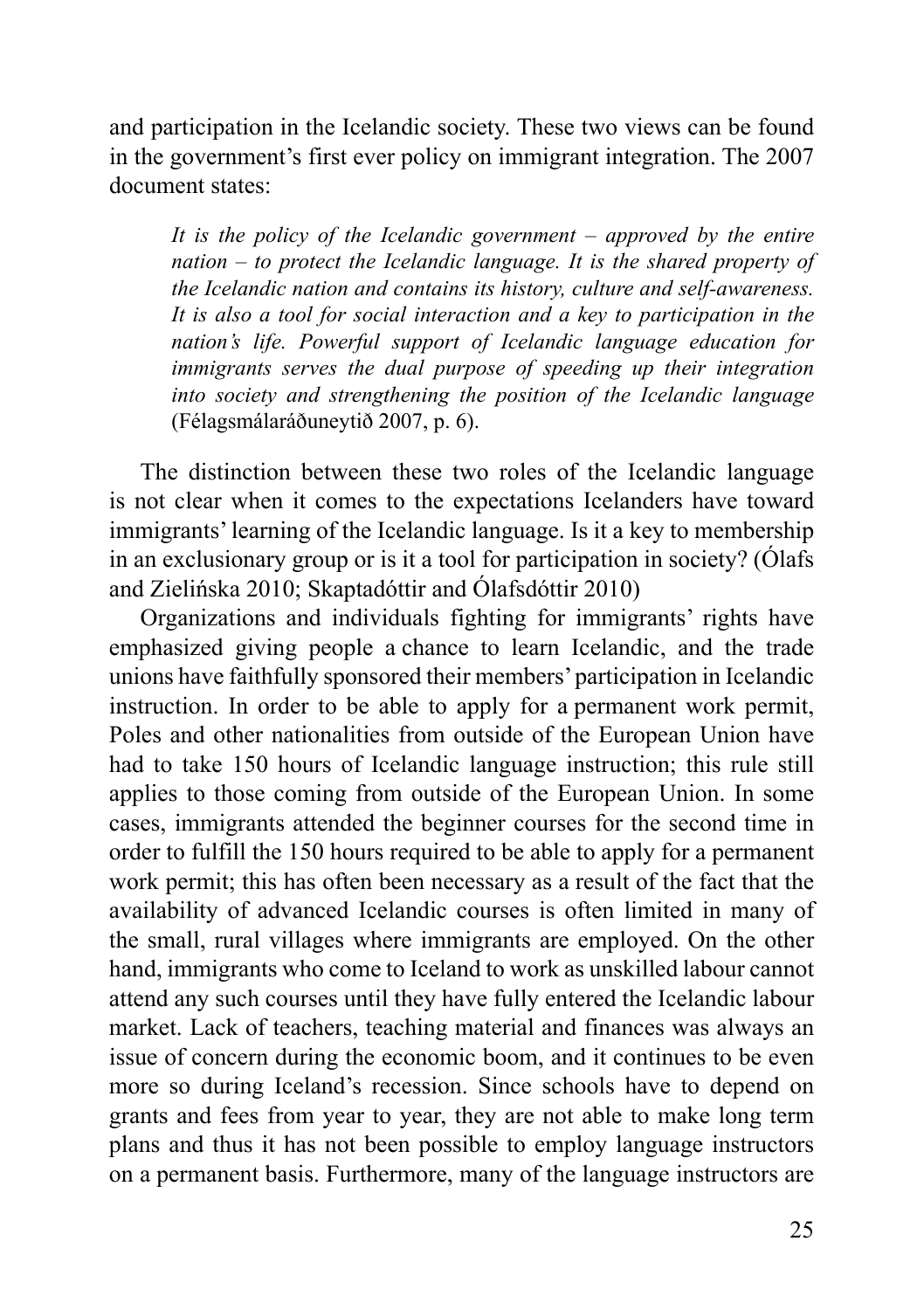and participation in the Icelandic society. These two views can be found in the government's first ever policy on immigrant integration. The 2007 document states:

> *It is the policy of the Icelandic government – approved by the entire nation – to protect the Icelandic language. It is the shared property of the Icelandic nation and contains its history, culture and self-awareness. It is also a tool for social interaction and a key to participation in the nation's life. Powerful support of Icelandic language education for immigrants serves the dual purpose of speeding up their integration into society and strengthening the position of the Icelandic language* (Félagsmálaráðuneytið 2007, p. 6).

The distinction between these two roles of the Icelandic language is not clear when it comes to the expectations Icelanders have toward immigrants' learning of the Icelandic language. Is it a key to membership in an exclusionary group or is it a tool for participation in society? (Ólafs and Zielińska 2010; Skaptadóttir and Ólafsdóttir 2010)

Organizations and individuals fighting for immigrants' rights have emphasized giving people a chance to learn Icelandic, and the trade unions have faithfully sponsored their members' participation in Icelandic instruction. In order to be able to apply for a permanent work permit, Poles and other nationalities from outside of the European Union have had to take 150 hours of Icelandic language instruction; this rule still applies to those coming from outside of the European Union. In some cases, immigrants attended the beginner courses for the second time in order to fulfill the 150 hours required to be able to apply for a permanent work permit; this has often been necessary as a result of the fact that the availability of advanced Icelandic courses is often limited in many of the small, rural villages where immigrants are employed. On the other hand, immigrants who come to Iceland to work as unskilled labour cannot attend any such courses until they have fully entered the Icelandic labour market. Lack of teachers, teaching material and finances was always an issue of concern during the economic boom, and it continues to be even more so during Iceland's recession. Since schools have to depend on grants and fees from year to year, they are not able to make long term plans and thus it has not been possible to employ language instructors on a permanent basis. Furthermore, many of the language instructors are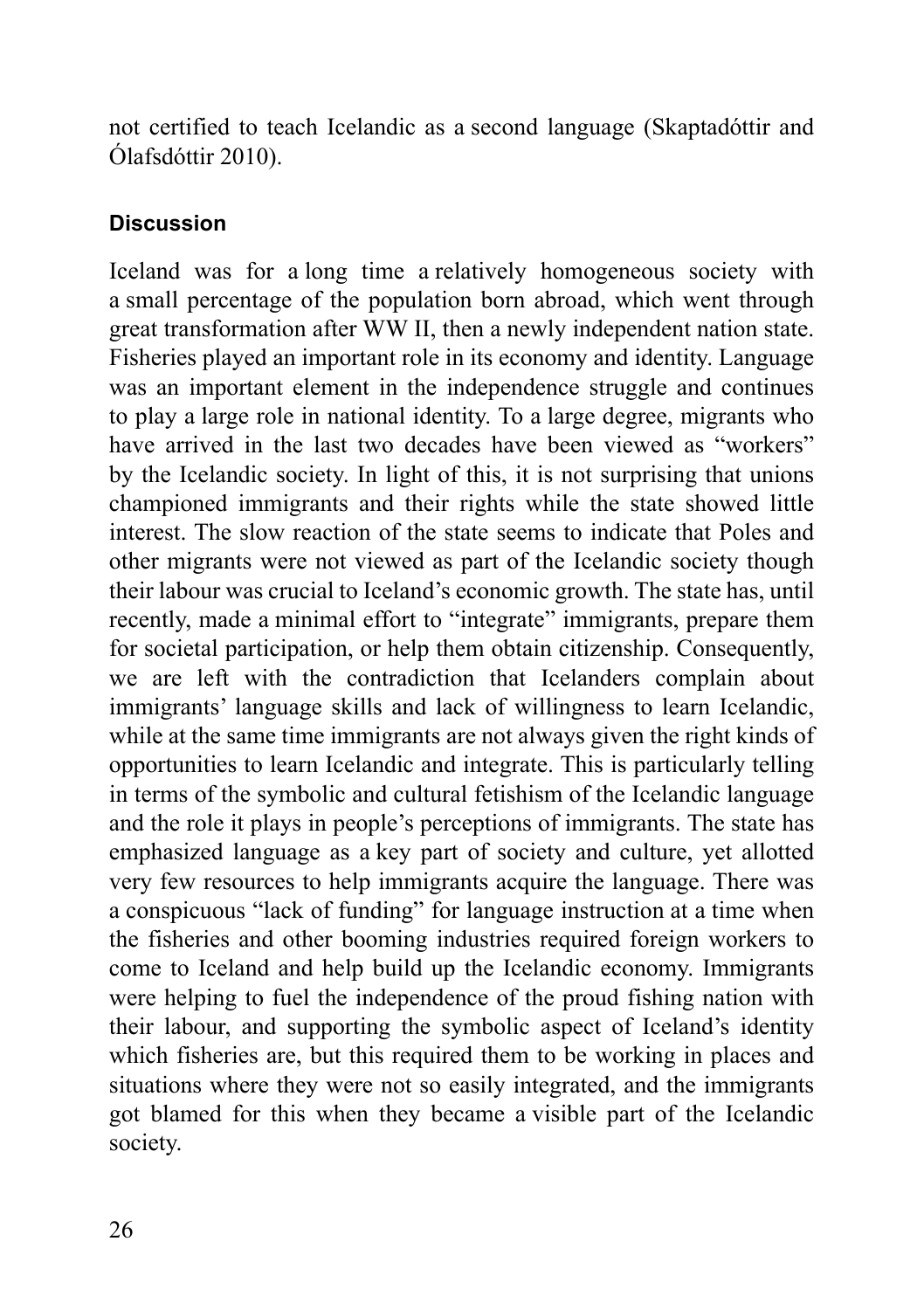not certified to teach Icelandic as a second language (Skaptadóttir and Ólafsdóttir 2010).

## Discussion

Iceland was for a long time a relatively homogeneous society with a small percentage of the population born abroad, which went through great transformation after WW II, then a newly independent nation state. Fisheries played an important role in its economy and identity. Language was an important element in the independence struggle and continues to play a large role in national identity. To a large degree, migrants who have arrived in the last two decades have been viewed as "workers" by the Icelandic society. In light of this, it is not surprising that unions championed immigrants and their rights while the state showed little interest. The slow reaction of the state seems to indicate that Poles and other migrants were not viewed as part of the Icelandic society though their labour was crucial to Iceland's economic growth. The state has, until recently, made a minimal effort to "integrate" immigrants, prepare them for societal participation, or help them obtain citizenship. Consequently, we are left with the contradiction that Icelanders complain about immigrants' language skills and lack of willingness to learn Icelandic, while at the same time immigrants are not always given the right kinds of opportunities to learn Icelandic and integrate. This is particularly telling in terms of the symbolic and cultural fetishism of the Icelandic language and the role it plays in people's perceptions of immigrants. The state has emphasized language as a key part of society and culture, yet allotted very few resources to help immigrants acquire the language. There was a conspicuous "lack of funding" for language instruction at a time when the fisheries and other booming industries required foreign workers to come to Iceland and help build up the Icelandic economy. Immigrants were helping to fuel the independence of the proud fishing nation with their labour, and supporting the symbolic aspect of Iceland's identity which fisheries are, but this required them to be working in places and situations where they were not so easily integrated, and the immigrants got blamed for this when they became a visible part of the Icelandic society.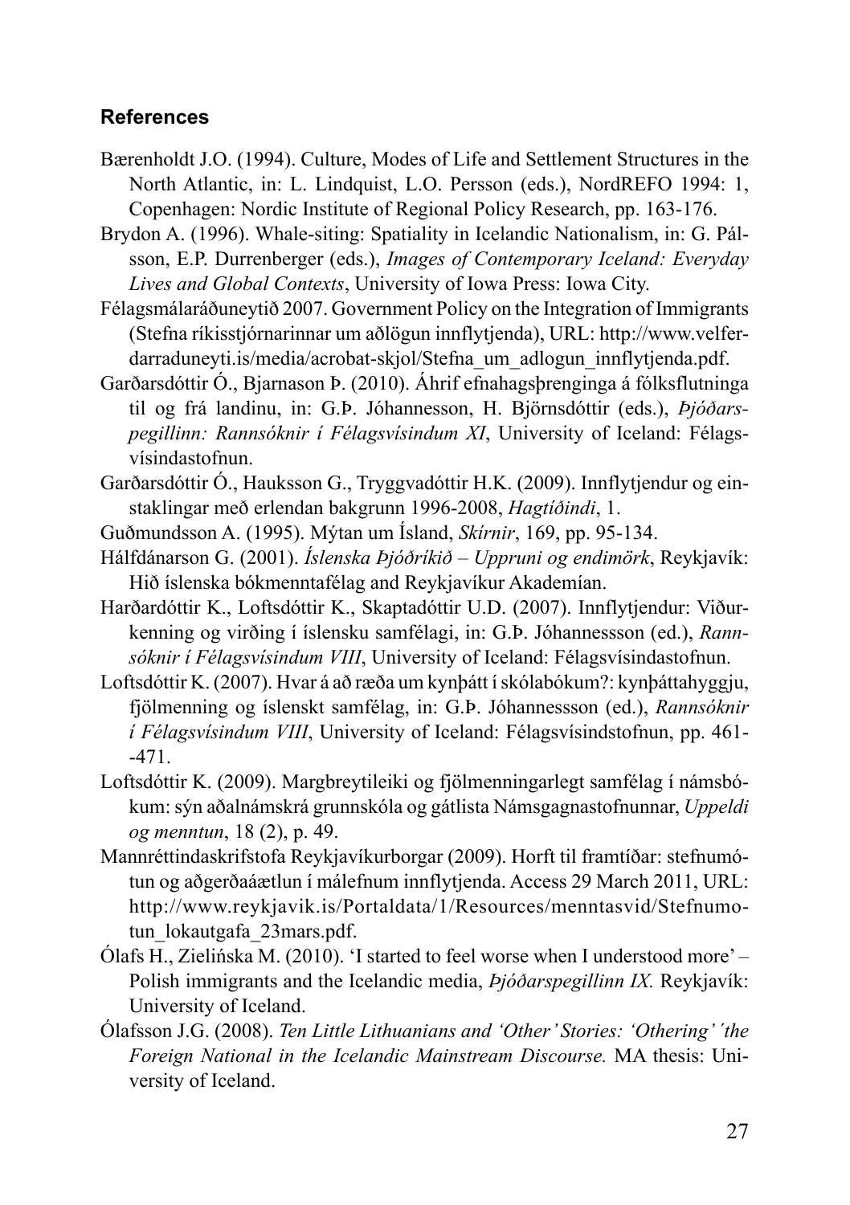### References

Bærenholdt J.O. (1994). Culture, Modes of Life and Settlement Structures in the North Atlantic, in: L. Lindquist, L.O. Persson (eds.), NordREFO 1994: 1, Copenhagen: Nordic Institute of Regional Policy Research, pp. 163-176.

Brydon A. (1996). Whale-siting: Spatiality in Icelandic Nationalism, in: G. Pálsson, E.P. Durrenberger (eds.), *Images of Contemporary Iceland: Everyday Lives and Global Contexts*, University of Iowa Press: Iowa City.

Félagsmálaráðuneytið 2007. Government Policy on the Integration of Immigrants (Stefna ríkisstjórnarinnar um aðlögun innflytjenda), URL: http://www.velferdarraduneyti.is/media/acrobat-skjol/Stefna_um_adlogun_innflytjenda.pdf.

Garðarsdóttir Ó., Bjarnason Þ. (2010). Áhrif efnahagsþrenginga á fólksflutninga til og frá landinu, in: G.Þ. Jóhannesson, H. Björnsdóttir (eds.), *Þjóðarspegillinn: Rannsóknir í Félagsvísindum XI*, University of Iceland: Félagsvísindastofnun.

Garðarsdóttir Ó., Hauksson G., Tryggvadóttir H.K. (2009). Innflytjendur og einstaklingar með erlendan bakgrunn 1996-2008, *Hagtíðindi*, 1.

Guðmundsson A. (1995). Mýtan um Ísland, *Skírnir*, 169, pp. 95-134.

Hálfdánarson G. (2001). *Íslenska Þjóðríkið – Uppruni og endimörk*, Reykjavík: Hið íslenska bókmenntafélag and Reykjavíkur Akademían.

Harðardóttir K., Loftsdóttir K., Skaptadóttir U.D. (2007). Innflytjendur: Viðurkenning og virðing í íslensku samfélagi, in: G.Þ. Jóhannessson (ed.), *Rannsóknir í Félagsvísindum VIII*, University of Iceland: Félagsvísindastofnun.

Loftsdóttir K. (2007). Hvar á að ræða um kynþátt í skólabókum?: kynþáttahyggju, fjölmenning og íslenskt samfélag, in: G.Þ. Jóhannessson (ed.), *Rannsóknir í Félagsvísindum VIII*, University of Iceland: Félagsvísindstofnun, pp. 461--471.

Loftsdóttir K. (2009). Margbreytileiki og fjölmenningarlegt samfélag í námsbókum: sýn aðalnámskrá grunnskóla og gátlista Námsgagnastofnunnar, *Uppeldi og menntun*, 18 (2), p. 49.

Mannréttindaskrifstofa Reykjavíkurborgar (2009). Horft til framtíðar: stefnumótun og aðgerðaáætlun í málefnum innflytjenda. Access 29 March 2011, URL: http://www.reykjavik.is/Portaldata/1/Resources/menntasvid/Stefnumotun_lokautgafa_23mars.pdf.

Ólafs H., Zielińska M. (2010). 'I started to feel worse when I understood more' – Polish immigrants and the Icelandic media, *Þjóðarspegillinn IX.* Reykjavík: University of Iceland.

Ólafsson J.G. (2008). *Ten Little Lithuanians and 'Other' Stories: 'Othering' ´the Foreign National in the Icelandic Mainstream Discourse.* MA thesis: University of Iceland.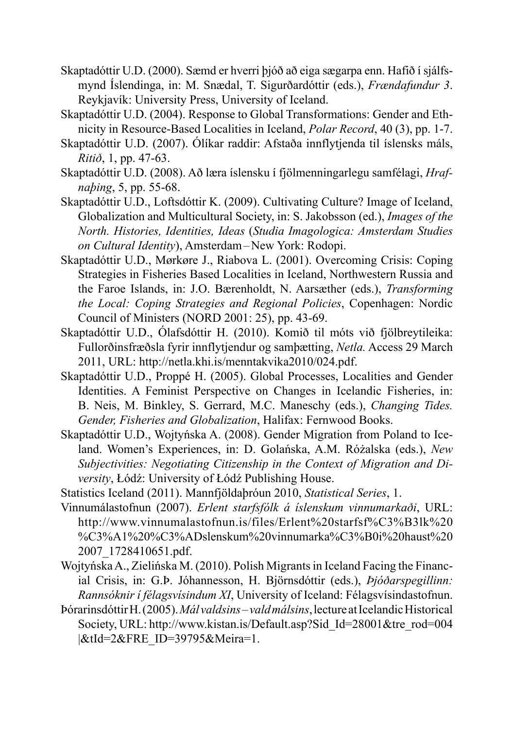Skaptadóttir U.D. (2000). Sæmd er hverri þjóð að eiga sægarpa enn. Hafið í sjálfsmynd Íslendinga, in: M. Snædal, T. Sigurðardóttir (eds.), *Frændafundur 3*. Reykjavík: University Press, University of Iceland.

Skaptadóttir U.D. (2004). Response to Global Transformations: Gender and Ethnicity in Resource-Based Localities in Iceland, *Polar Record*, 40 (3), pp. 1-7.

Skaptadóttir U.D. (2007). Ólíkar raddir: Afstaða innflytjenda til íslensks máls, *Ritið*, 1, pp. 47-63.

Skaptadóttir U.D. (2008). Að læra íslensku í fjölmenningarlegu samfélagi, *Hrafnaþing*, 5, pp. 55-68.

Skaptadóttir U.D., Loftsdóttir K. (2009). Cultivating Culture? Image of Iceland, Globalization and Multicultural Society, in: S. Jakobsson (ed.), *Images of the North. Histories, Identities, Ideas* (*Studia Imagologica: Amsterdam Studies on Cultural Identity*), Amsterdam – New York: Rodopi.

Skaptadóttir U.D., Mørkøre J., Riabova L. (2001). Overcoming Crisis: Coping Strategies in Fisheries Based Localities in Iceland, Northwestern Russia and the Faroe Islands, in: J.O. Bærenholdt, N. Aarsæther (eds.), *Transforming the Local: Coping Strategies and Regional Policies*, Copenhagen: Nordic Council of Ministers (NORD 2001: 25), pp. 43-69.

Skaptadóttir U.D., Ólafsdóttir H. (2010). Komið til móts við fjölbreytileika: Fullorðinsfræðsla fyrir innflytjendur og samþætting, *Netla.* Access 29 March 2011, URL: http://netla.khi.is/menntakvika2010/024.pdf.

Skaptadóttir U.D., Proppé H. (2005). Global Processes, Localities and Gender Identities. A Feminist Perspective on Changes in Icelandic Fisheries, in: B. Neis, M. Binkley, S. Gerrard, M.C. Maneschy (eds.), *Changing Tides. Gender, Fisheries and Globalization*, Halifax: Fernwood Books.

Skaptadóttir U.D., Wojtyńska A. (2008). Gender Migration from Poland to Iceland. Women's Experiences, in: D. Golańska, A.M. Różalska (eds.), *New Subjectivities: Negotiating Citizenship in the Context of Migration and Diversity*, Łódź: University of Łódź Publishing House.

Statistics Iceland (2011). Mannfjöldaþróun 2010, *Statistical Series*, 1.

Vinnumálastofnun (2007). *Erlent starfsfólk á íslenskum vinnumarkaði*, URL: http://www.vinnumalastofnun.is/files/Erlent%20starfsf%C3%B3lk%20%C3%A1%20%C3%ADslenskum%20vinnumarka%C3%B0i%20haust%202007_1728410651.pdf.

Wojtyńska A., Zielińska M. (2010). Polish Migrants in Iceland Facing the Financial Crisis, in: G.Þ. Jóhannesson, H. Björnsdóttir (eds.), *Þjóðarspegillinn: Rannsóknir í félagsvísindum XI*, University of Iceland: Félagsvísindastofnun.

Þórarinsdóttir H. (2005). *Mál valdsins – vald málsins*, lecture at Icelandic Historical Society, URL: http://www.kistan.is/Default.asp?Sid_Id=28001&tre_rod=004|&tId=2&FRE_ID=39795&Meira=1.